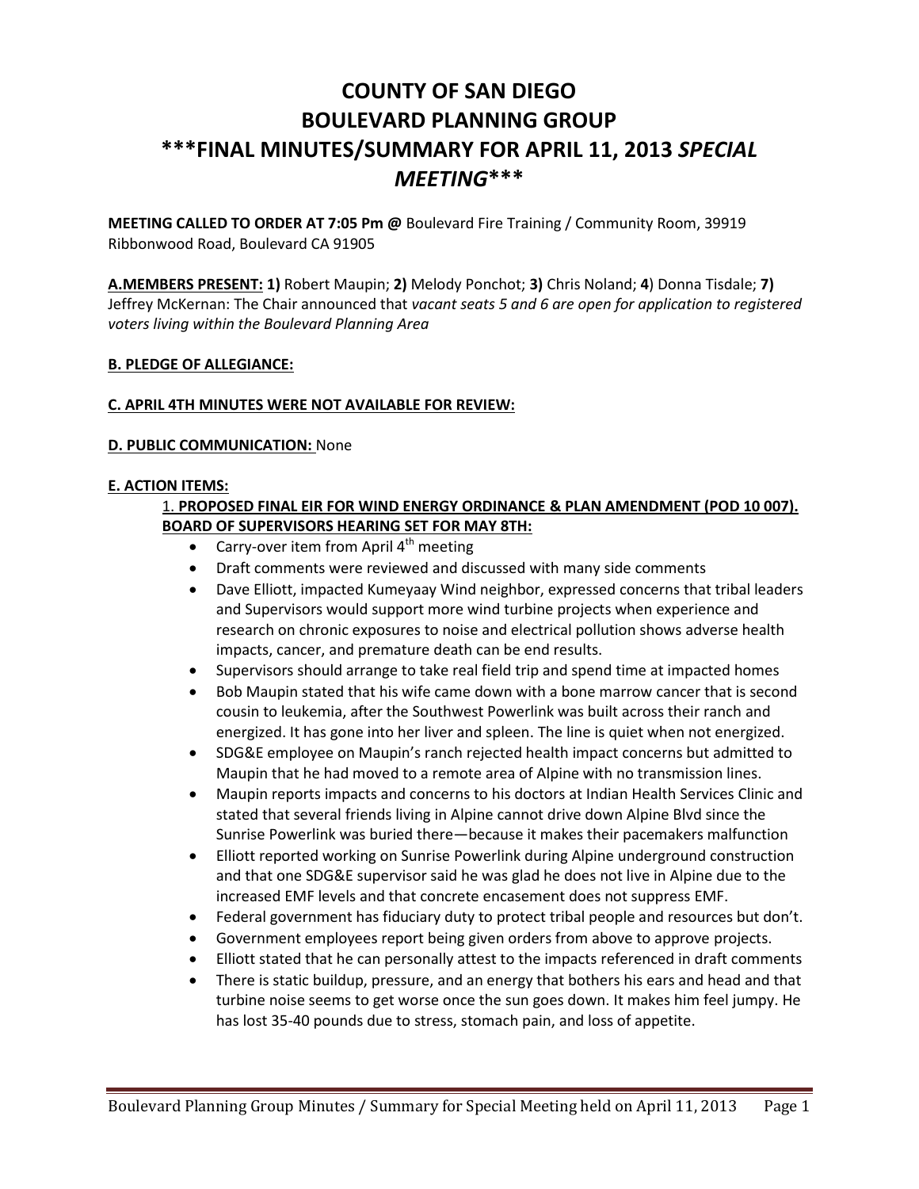# COUNTY OF SAN DIEGO
# BOULEVARD PLANNING GROUP
# ***FINAL MINUTES/SUMMARY FOR APRIL 11, 2013 *SPECIAL MEETING****

**MEETING CALLED TO ORDER AT 7:05 Pm @** Boulevard Fire Training / Community Room, 39919 Ribbonwood Road, Boulevard CA 91905

**A.MEMBERS PRESENT: 1)** Robert Maupin; **2)** Melody Ponchot; **3)** Chris Noland; **4**) Donna Tisdale; **7)** Jeffrey McKernan: The Chair announced that *vacant seats 5 and 6 are open for application to registered voters living within the Boulevard Planning Area*

**B. PLEDGE OF ALLEGIANCE:**

**C. APRIL 4TH MINUTES WERE NOT AVAILABLE FOR REVIEW:**

**D. PUBLIC COMMUNICATION:** None

**E. ACTION ITEMS:**

1. **PROPOSED FINAL EIR FOR WIND ENERGY ORDINANCE & PLAN AMENDMENT (POD 10 007). BOARD OF SUPERVISORS HEARING SET FOR MAY 8TH:**
   - Carry-over item from April 4th meeting
   - Draft comments were reviewed and discussed with many side comments
   - Dave Elliott, impacted Kumeyaay Wind neighbor, expressed concerns that tribal leaders and Supervisors would support more wind turbine projects when experience and research on chronic exposures to noise and electrical pollution shows adverse health impacts, cancer, and premature death can be end results.
   - Supervisors should arrange to take real field trip and spend time at impacted homes
   - Bob Maupin stated that his wife came down with a bone marrow cancer that is second cousin to leukemia, after the Southwest Powerlink was built across their ranch and energized. It has gone into her liver and spleen. The line is quiet when not energized.
   - SDG&E employee on Maupin's ranch rejected health impact concerns but admitted to Maupin that he had moved to a remote area of Alpine with no transmission lines.
   - Maupin reports impacts and concerns to his doctors at Indian Health Services Clinic and stated that several friends living in Alpine cannot drive down Alpine Blvd since the Sunrise Powerlink was buried there—because it makes their pacemakers malfunction
   - Elliott reported working on Sunrise Powerlink during Alpine underground construction and that one SDG&E supervisor said he was glad he does not live in Alpine due to the increased EMF levels and that concrete encasement does not suppress EMF.
   - Federal government has fiduciary duty to protect tribal people and resources but don't.
   - Government employees report being given orders from above to approve projects.
   - Elliott stated that he can personally attest to the impacts referenced in draft comments
   - There is static buildup, pressure, and an energy that bothers his ears and head and that turbine noise seems to get worse once the sun goes down. It makes him feel jumpy. He has lost 35-40 pounds due to stress, stomach pain, and loss of appetite.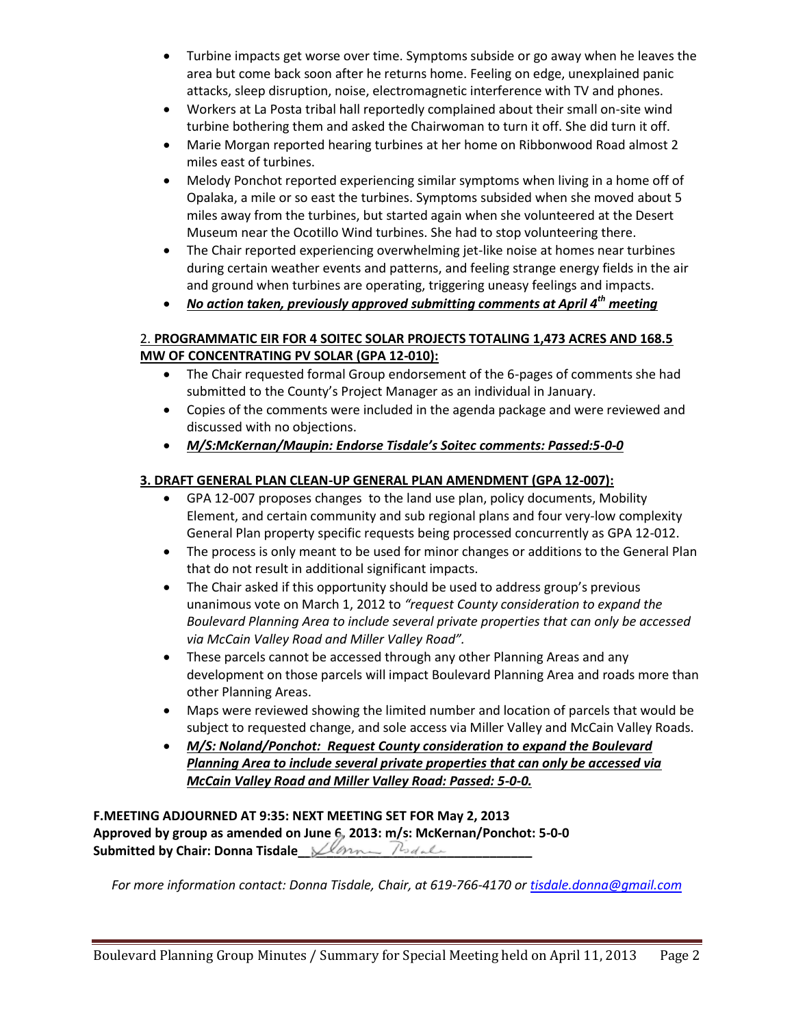- Turbine impacts get worse over time. Symptoms subside or go away when he leaves the area but come back soon after he returns home. Feeling on edge, unexplained panic attacks, sleep disruption, noise, electromagnetic interference with TV and phones.
- Workers at La Posta tribal hall reportedly complained about their small on-site wind turbine bothering them and asked the Chairwoman to turn it off. She did turn it off.
- Marie Morgan reported hearing turbines at her home on Ribbonwood Road almost 2 miles east of turbines.
- Melody Ponchot reported experiencing similar symptoms when living in a home off of Opalaka, a mile or so east the turbines. Symptoms subsided when she moved about 5 miles away from the turbines, but started again when she volunteered at the Desert Museum near the Ocotillo Wind turbines. She had to stop volunteering there.
- The Chair reported experiencing overwhelming jet-like noise at homes near turbines during certain weather events and patterns, and feeling strange energy fields in the air and ground when turbines are operating, triggering uneasy feelings and impacts.
- ***No action taken, previously approved submitting comments at April 4th meeting***

2. **PROGRAMMATIC EIR FOR 4 SOITEC SOLAR PROJECTS TOTALING 1,473 ACRES AND 168.5 MW OF CONCENTRATING PV SOLAR (GPA 12-010):**

- The Chair requested formal Group endorsement of the 6-pages of comments she had submitted to the County's Project Manager as an individual in January.
- Copies of the comments were included in the agenda package and were reviewed and discussed with no objections.
- ***M/S:McKernan/Maupin: Endorse Tisdale's Soitec comments: Passed:5-0-0***

**3. DRAFT GENERAL PLAN CLEAN-UP GENERAL PLAN AMENDMENT (GPA 12-007):**

- GPA 12-007 proposes changes to the land use plan, policy documents, Mobility Element, and certain community and sub regional plans and four very-low complexity General Plan property specific requests being processed concurrently as GPA 12-012.
- The process is only meant to be used for minor changes or additions to the General Plan that do not result in additional significant impacts.
- The Chair asked if this opportunity should be used to address group's previous unanimous vote on March 1, 2012 to *"request County consideration to expand the Boulevard Planning Area to include several private properties that can only be accessed via McCain Valley Road and Miller Valley Road".*
- These parcels cannot be accessed through any other Planning Areas and any development on those parcels will impact Boulevard Planning Area and roads more than other Planning Areas.
- Maps were reviewed showing the limited number and location of parcels that would be subject to requested change, and sole access via Miller Valley and McCain Valley Roads.
- ***M/S: Noland/Ponchot: Request County consideration to expand the Boulevard Planning Area to include several private properties that can only be accessed via McCain Valley Road and Miller Valley Road: Passed: 5-0-0.***

**F.MEETING ADJOURNED AT 9:35: NEXT MEETING SET FOR May 2, 2013**
**Approved by group as amended on June 6, 2013: m/s: McKernan/Ponchot: 5-0-0**
**Submitted by Chair: Donna Tisdale** Donna Tisdale

*For more information contact: Donna Tisdale, Chair, at 619-766-4170 or tisdale.donna@gmail.com*